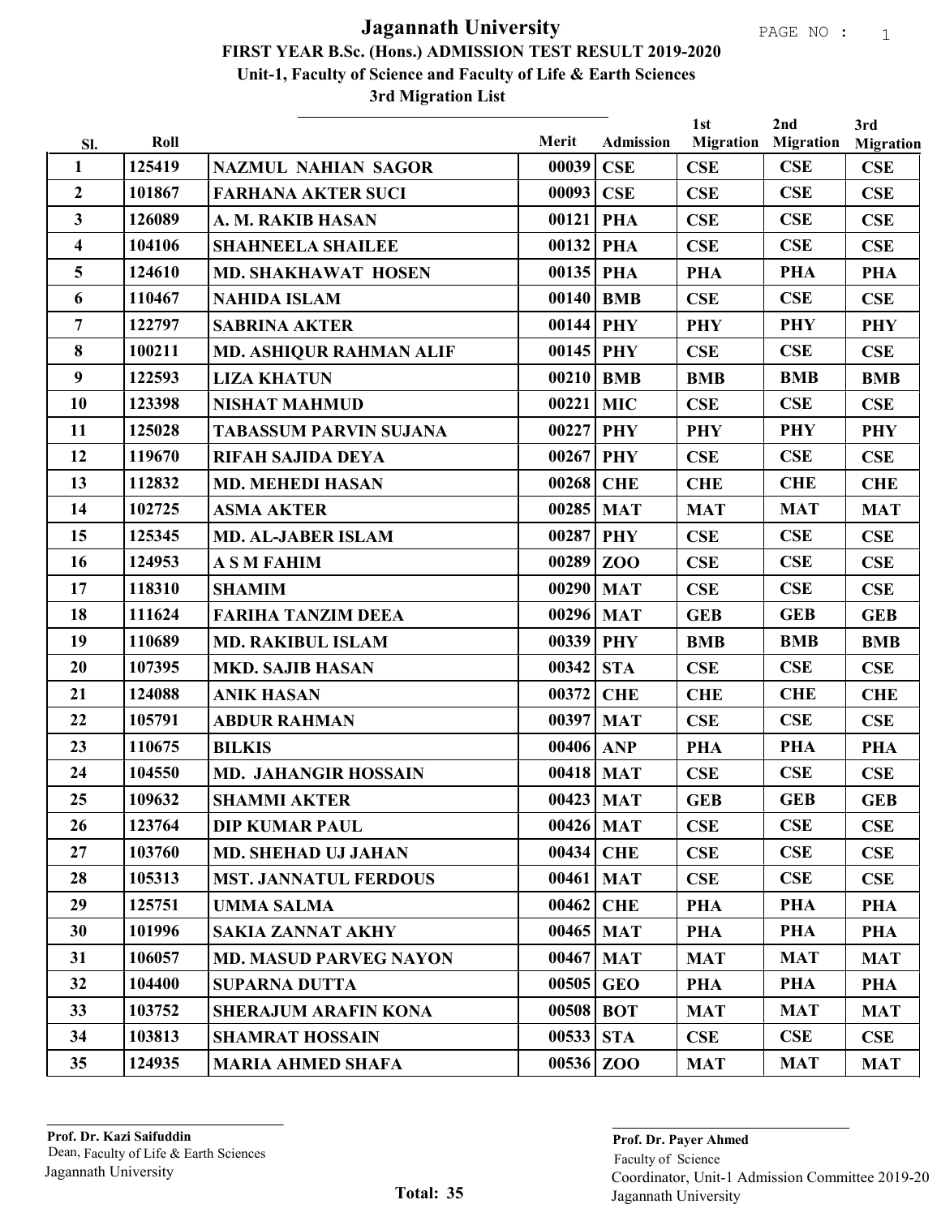# Jagannath University

## FIRST YEAR B.Sc. (Hons.) ADMISSION TEST RESULT 2019-2020

### Unit-1, Faculty of Science and Faculty of Life & Earth Sciences

### 3rd Migration List

| Sl. | Roll | | Merit | Admission | 1st Migration | 2nd Migration | 3rd Migration |
|---|---|---|---|---|---|---|---|
| 1 | 125419 | NAZMUL NAHIAN SAGOR | 00039 | CSE | CSE | CSE | CSE |
| 2 | 101867 | FARHANA AKTER SUCI | 00093 | CSE | CSE | CSE | CSE |
| 3 | 126089 | A. M. RAKIB HASAN | 00121 | PHA | CSE | CSE | CSE |
| 4 | 104106 | SHAHNEELA SHAILEE | 00132 | PHA | CSE | CSE | CSE |
| 5 | 124610 | MD. SHAKHAWAT HOSEN | 00135 | PHA | PHA | PHA | PHA |
| 6 | 110467 | NAHIDA ISLAM | 00140 | BMB | CSE | CSE | CSE |
| 7 | 122797 | SABRINA AKTER | 00144 | PHY | PHY | PHY | PHY |
| 8 | 100211 | MD. ASHIQUR RAHMAN ALIF | 00145 | PHY | CSE | CSE | CSE |
| 9 | 122593 | LIZA KHATUN | 00210 | BMB | BMB | BMB | BMB |
| 10 | 123398 | NISHAT MAHMUD | 00221 | MIC | CSE | CSE | CSE |
| 11 | 125028 | TABASSUM PARVIN SUJANA | 00227 | PHY | PHY | PHY | PHY |
| 12 | 119670 | RIFAH SAJIDA DEYA | 00267 | PHY | CSE | CSE | CSE |
| 13 | 112832 | MD. MEHEDI HASAN | 00268 | CHE | CHE | CHE | CHE |
| 14 | 102725 | ASMA AKTER | 00285 | MAT | MAT | MAT | MAT |
| 15 | 125345 | MD. AL-JABER ISLAM | 00287 | PHY | CSE | CSE | CSE |
| 16 | 124953 | A S M FAHIM | 00289 | ZOO | CSE | CSE | CSE |
| 17 | 118310 | SHAMIM | 00290 | MAT | CSE | CSE | CSE |
| 18 | 111624 | FARIHA TANZIM DEEA | 00296 | MAT | GEB | GEB | GEB |
| 19 | 110689 | MD. RAKIBUL ISLAM | 00339 | PHY | BMB | BMB | BMB |
| 20 | 107395 | MKD. SAJIB HASAN | 00342 | STA | CSE | CSE | CSE |
| 21 | 124088 | ANIK HASAN | 00372 | CHE | CHE | CHE | CHE |
| 22 | 105791 | ABDUR RAHMAN | 00397 | MAT | CSE | CSE | CSE |
| 23 | 110675 | BILKIS | 00406 | ANP | PHA | PHA | PHA |
| 24 | 104550 | MD. JAHANGIR HOSSAIN | 00418 | MAT | CSE | CSE | CSE |
| 25 | 109632 | SHAMMI AKTER | 00423 | MAT | GEB | GEB | GEB |
| 26 | 123764 | DIP KUMAR PAUL | 00426 | MAT | CSE | CSE | CSE |
| 27 | 103760 | MD. SHEHAD UJ JAHAN | 00434 | CHE | CSE | CSE | CSE |
| 28 | 105313 | MST. JANNATUL FERDOUS | 00461 | MAT | CSE | CSE | CSE |
| 29 | 125751 | UMMA SALMA | 00462 | CHE | PHA | PHA | PHA |
| 30 | 101996 | SAKIA ZANNAT AKHY | 00465 | MAT | PHA | PHA | PHA |
| 31 | 106057 | MD. MASUD PARVEG NAYON | 00467 | MAT | MAT | MAT | MAT |
| 32 | 104400 | SUPARNA DUTTA | 00505 | GEO | PHA | PHA | PHA |
| 33 | 103752 | SHERAJUM ARAFIN KONA | 00508 | BOT | MAT | MAT | MAT |
| 34 | 103813 | SHAMRAT HOSSAIN | 00533 | STA | CSE | CSE | CSE |
| 35 | 124935 | MARIA AHMED SHAFA | 00536 | ZOO | MAT | MAT | MAT |

**Prof. Dr. Kazi Saifuddin**
Dean, Faculty of Life & Earth Sciences
Jagannath University

**Total: 35**

**Prof. Dr. Payer Ahmed**
Faculty of Science
Coordinator, Unit-1 Admission Committee 2019-20
Jagannath University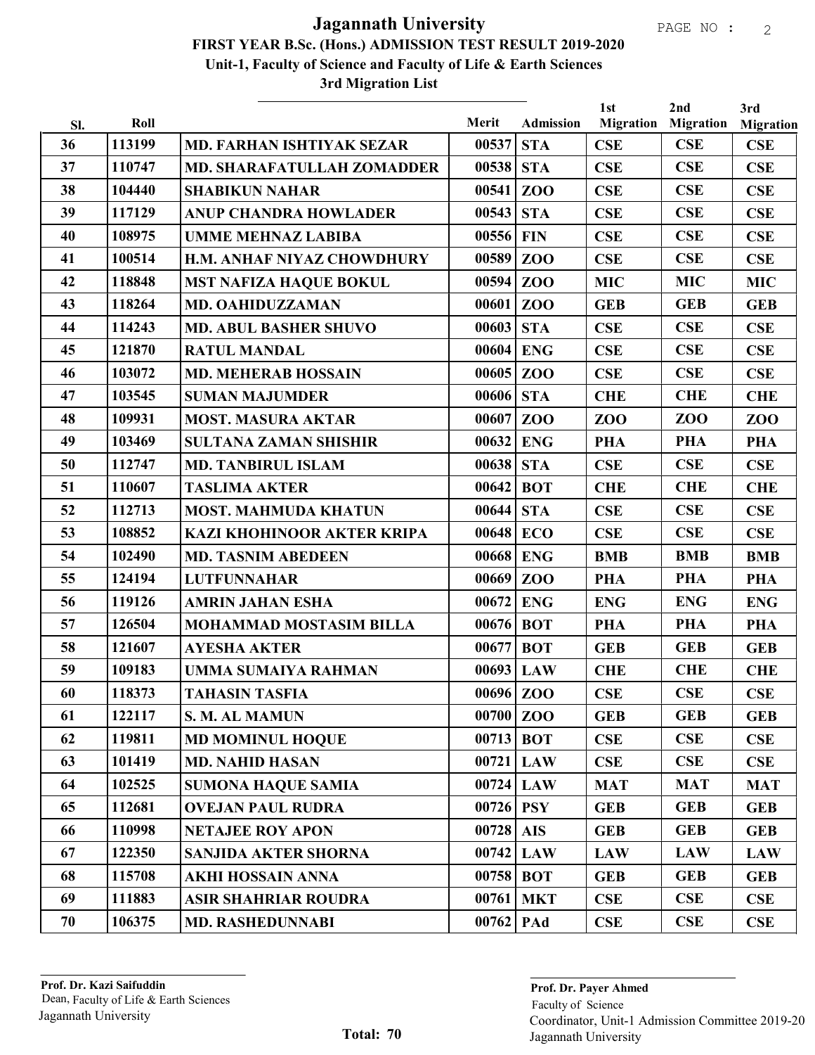# Jagannath University

## FIRST YEAR B.Sc. (Hons.) ADMISSION TEST RESULT 2019-2020

### Unit-1, Faculty of Science and Faculty of Life & Earth Sciences

### 3rd Migration List

| Sl. | Roll | | Merit | Admission | 1st Migration | 2nd Migration | 3rd Migration |
|---|---|---|---|---|---|---|---|
| 36 | 113199 | MD. FARHAN ISHTIYAK SEZAR | 00537 | STA | CSE | CSE | CSE |
| 37 | 110747 | MD. SHARAFATULLAH ZOMADDER | 00538 | STA | CSE | CSE | CSE |
| 38 | 104440 | SHABIKUN NAHAR | 00541 | ZOO | CSE | CSE | CSE |
| 39 | 117129 | ANUP CHANDRA HOWLADER | 00543 | STA | CSE | CSE | CSE |
| 40 | 108975 | UMME MEHNAZ LABIBA | 00556 | FIN | CSE | CSE | CSE |
| 41 | 100514 | H.M. ANHAF NIYAZ CHOWDHURY | 00589 | ZOO | CSE | CSE | CSE |
| 42 | 118848 | MST NAFIZA HAQUE BOKUL | 00594 | ZOO | MIC | MIC | MIC |
| 43 | 118264 | MD. OAHIDUZZAMAN | 00601 | ZOO | GEB | GEB | GEB |
| 44 | 114243 | MD. ABUL BASHER SHUVO | 00603 | STA | CSE | CSE | CSE |
| 45 | 121870 | RATUL MANDAL | 00604 | ENG | CSE | CSE | CSE |
| 46 | 103072 | MD. MEHERAB HOSSAIN | 00605 | ZOO | CSE | CSE | CSE |
| 47 | 103545 | SUMAN MAJUMDER | 00606 | STA | CHE | CHE | CHE |
| 48 | 109931 | MOST. MASURA AKTAR | 00607 | ZOO | ZOO | ZOO | ZOO |
| 49 | 103469 | SULTANA ZAMAN SHISHIR | 00632 | ENG | PHA | PHA | PHA |
| 50 | 112747 | MD. TANBIRUL ISLAM | 00638 | STA | CSE | CSE | CSE |
| 51 | 110607 | TASLIMA AKTER | 00642 | BOT | CHE | CHE | CHE |
| 52 | 112713 | MOST. MAHMUDA KHATUN | 00644 | STA | CSE | CSE | CSE |
| 53 | 108852 | KAZI KHOHINOOR AKTER KRIPA | 00648 | ECO | CSE | CSE | CSE |
| 54 | 102490 | MD. TASNIM ABEDEEN | 00668 | ENG | BMB | BMB | BMB |
| 55 | 124194 | LUTFUNNAHAR | 00669 | ZOO | PHA | PHA | PHA |
| 56 | 119126 | AMRIN JAHAN ESHA | 00672 | ENG | ENG | ENG | ENG |
| 57 | 126504 | MOHAMMAD MOSTASIM BILLA | 00676 | BOT | PHA | PHA | PHA |
| 58 | 121607 | AYESHA AKTER | 00677 | BOT | GEB | GEB | GEB |
| 59 | 109183 | UMMA SUMAIYA RAHMAN | 00693 | LAW | CHE | CHE | CHE |
| 60 | 118373 | TAHASIN TASFIA | 00696 | ZOO | CSE | CSE | CSE |
| 61 | 122117 | S. M. AL MAMUN | 00700 | ZOO | GEB | GEB | GEB |
| 62 | 119811 | MD MOMINUL HOQUE | 00713 | BOT | CSE | CSE | CSE |
| 63 | 101419 | MD. NAHID HASAN | 00721 | LAW | CSE | CSE | CSE |
| 64 | 102525 | SUMONA HAQUE SAMIA | 00724 | LAW | MAT | MAT | MAT |
| 65 | 112681 | OVEJAN PAUL RUDRA | 00726 | PSY | GEB | GEB | GEB |
| 66 | 110998 | NETAJEE ROY APON | 00728 | AIS | GEB | GEB | GEB |
| 67 | 122350 | SANJIDA AKTER SHORNA | 00742 | LAW | LAW | LAW | LAW |
| 68 | 115708 | AKHI HOSSAIN ANNA | 00758 | BOT | GEB | GEB | GEB |
| 69 | 111883 | ASIR SHAHRIAR ROUDRA | 00761 | MKT | CSE | CSE | CSE |
| 70 | 106375 | MD. RASHEDUNNABI | 00762 | PAd | CSE | CSE | CSE |

**Prof. Dr. Kazi Saifuddin**
Dean, Faculty of Life & Earth Sciences
Jagannath University

**Total: 70**

**Prof. Dr. Payer Ahmed**
Faculty of Science
Coordinator, Unit-1 Admission Committee 2019-20
Jagannath University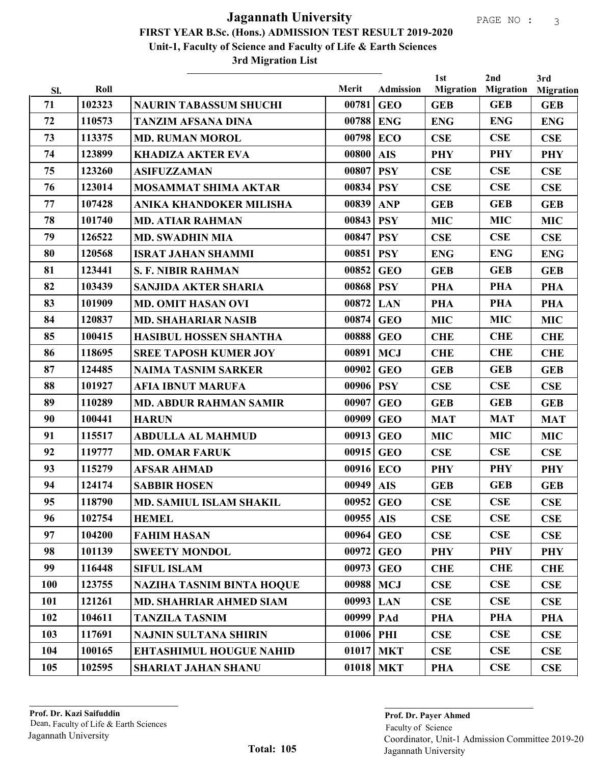# Jagannath University

## FIRST YEAR B.Sc. (Hons.) ADMISSION TEST RESULT 2019-2020

### Unit-1, Faculty of Science and Faculty of Life & Earth Sciences

### 3rd Migration List

| Sl. | Roll | | Merit | Admission | 1st Migration | 2nd Migration | 3rd Migration |
|---|---|---|---|---|---|---|---|
| 71 | 102323 | NAURIN TABASSUM SHUCHI | 00781 | GEO | GEB | GEB | GEB |
| 72 | 110573 | TANZIM AFSANA DINA | 00788 | ENG | ENG | ENG | ENG |
| 73 | 113375 | MD. RUMAN MOROL | 00798 | ECO | CSE | CSE | CSE |
| 74 | 123899 | KHADIZA AKTER EVA | 00800 | AIS | PHY | PHY | PHY |
| 75 | 123260 | ASIFUZZAMAN | 00807 | PSY | CSE | CSE | CSE |
| 76 | 123014 | MOSAMMAT SHIMA AKTAR | 00834 | PSY | CSE | CSE | CSE |
| 77 | 107428 | ANIKA KHANDOKER MILISHA | 00839 | ANP | GEB | GEB | GEB |
| 78 | 101740 | MD. ATIAR RAHMAN | 00843 | PSY | MIC | MIC | MIC |
| 79 | 126522 | MD. SWADHIN MIA | 00847 | PSY | CSE | CSE | CSE |
| 80 | 120568 | ISRAT JAHAN SHAMMI | 00851 | PSY | ENG | ENG | ENG |
| 81 | 123441 | S. F. NIBIR RAHMAN | 00852 | GEO | GEB | GEB | GEB |
| 82 | 103439 | SANJIDA AKTER SHARIA | 00868 | PSY | PHA | PHA | PHA |
| 83 | 101909 | MD. OMIT HASAN OVI | 00872 | LAN | PHA | PHA | PHA |
| 84 | 120837 | MD. SHAHARIAR NASIB | 00874 | GEO | MIC | MIC | MIC |
| 85 | 100415 | HASIBUL HOSSEN SHANTHA | 00888 | GEO | CHE | CHE | CHE |
| 86 | 118695 | SREE TAPOSH KUMER JOY | 00891 | MCJ | CHE | CHE | CHE |
| 87 | 124485 | NAIMA TASNIM SARKER | 00902 | GEO | GEB | GEB | GEB |
| 88 | 101927 | AFIA IBNUT MARUFA | 00906 | PSY | CSE | CSE | CSE |
| 89 | 110289 | MD. ABDUR RAHMAN SAMIR | 00907 | GEO | GEB | GEB | GEB |
| 90 | 100441 | HARUN | 00909 | GEO | MAT | MAT | MAT |
| 91 | 115517 | ABDULLA AL MAHMUD | 00913 | GEO | MIC | MIC | MIC |
| 92 | 119777 | MD. OMAR FARUK | 00915 | GEO | CSE | CSE | CSE |
| 93 | 115279 | AFSAR AHMAD | 00916 | ECO | PHY | PHY | PHY |
| 94 | 124174 | SABBIR HOSEN | 00949 | AIS | GEB | GEB | GEB |
| 95 | 118790 | MD. SAMIUL ISLAM SHAKIL | 00952 | GEO | CSE | CSE | CSE |
| 96 | 102754 | HEMEL | 00955 | AIS | CSE | CSE | CSE |
| 97 | 104200 | FAHIM HASAN | 00964 | GEO | CSE | CSE | CSE |
| 98 | 101139 | SWEETY MONDOL | 00972 | GEO | PHY | PHY | PHY |
| 99 | 116448 | SIFUL ISLAM | 00973 | GEO | CHE | CHE | CHE |
| 100 | 123755 | NAZIHA TASNIM BINTA HOQUE | 00988 | MCJ | CSE | CSE | CSE |
| 101 | 121261 | MD. SHAHRIAR AHMED SIAM | 00993 | LAN | CSE | CSE | CSE |
| 102 | 104611 | TANZILA TASNIM | 00999 | PAd | PHA | PHA | PHA |
| 103 | 117691 | NAJNIN SULTANA SHIRIN | 01006 | PHI | CSE | CSE | CSE |
| 104 | 100165 | EHTASHIMUL HOUGUE NAHID | 01017 | MKT | CSE | CSE | CSE |
| 105 | 102595 | SHARIAT JAHAN SHANU | 01018 | MKT | PHA | CSE | CSE |

**Prof. Dr. Kazi Saifuddin**
Dean, Faculty of Life & Earth Sciences
Jagannath University

**Total: 105**

**Prof. Dr. Payer Ahmed**
Faculty of Science
Coordinator, Unit-1 Admission Committee 2019-20
Jagannath University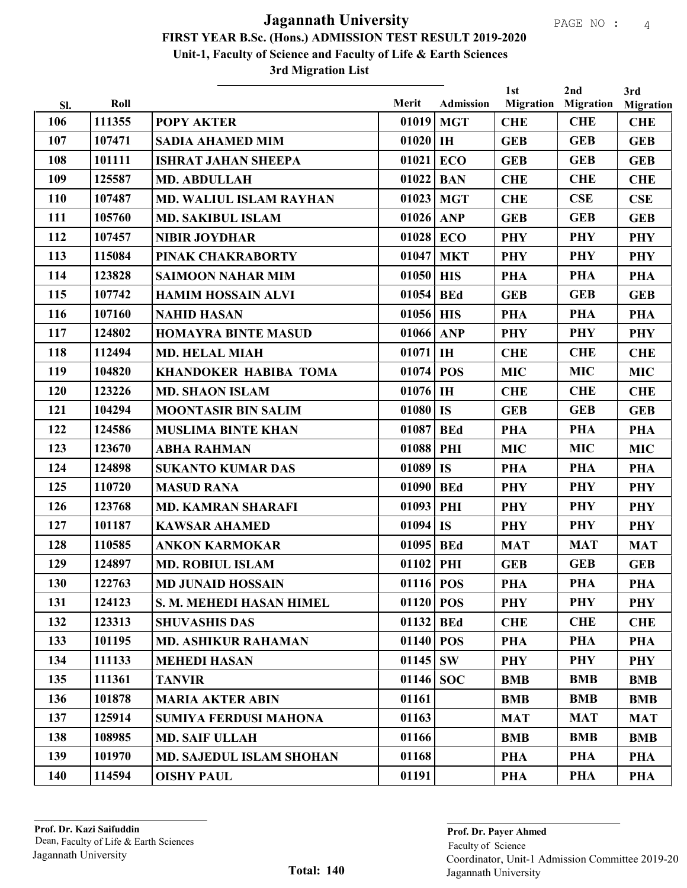# Jagannath University

## FIRST YEAR B.Sc. (Hons.) ADMISSION TEST RESULT 2019-2020

### Unit-1, Faculty of Science and Faculty of Life & Earth Sciences

### 3rd Migration List

| Sl. | Roll | | Merit | Admission | 1st Migration | 2nd Migration | 3rd Migration |
|---|---|---|---|---|---|---|---|
| 106 | 111355 | POPY AKTER | 01019 | MGT | CHE | CHE | CHE |
| 107 | 107471 | SADIA AHAMED MIM | 01020 | IH | GEB | GEB | GEB |
| 108 | 101111 | ISHRAT JAHAN SHEEPA | 01021 | ECO | GEB | GEB | GEB |
| 109 | 125587 | MD. ABDULLAH | 01022 | BAN | CHE | CHE | CHE |
| 110 | 107487 | MD. WALIUL ISLAM RAYHAN | 01023 | MGT | CHE | CSE | CSE |
| 111 | 105760 | MD. SAKIBUL ISLAM | 01026 | ANP | GEB | GEB | GEB |
| 112 | 107457 | NIBIR JOYDHAR | 01028 | ECO | PHY | PHY | PHY |
| 113 | 115084 | PINAK CHAKRABORTY | 01047 | MKT | PHY | PHY | PHY |
| 114 | 123828 | SAIMOON NAHAR MIM | 01050 | HIS | PHA | PHA | PHA |
| 115 | 107742 | HAMIM HOSSAIN ALVI | 01054 | BEd | GEB | GEB | GEB |
| 116 | 107160 | NAHID HASAN | 01056 | HIS | PHA | PHA | PHA |
| 117 | 124802 | HOMAYRA BINTE MASUD | 01066 | ANP | PHY | PHY | PHY |
| 118 | 112494 | MD. HELAL MIAH | 01071 | IH | CHE | CHE | CHE |
| 119 | 104820 | KHANDOKER HABIBA TOMA | 01074 | POS | MIC | MIC | MIC |
| 120 | 123226 | MD. SHAON ISLAM | 01076 | IH | CHE | CHE | CHE |
| 121 | 104294 | MOONTASIR BIN SALIM | 01080 | IS | GEB | GEB | GEB |
| 122 | 124586 | MUSLIMA BINTE KHAN | 01087 | BEd | PHA | PHA | PHA |
| 123 | 123670 | ABHA RAHMAN | 01088 | PHI | MIC | MIC | MIC |
| 124 | 124898 | SUKANTO KUMAR DAS | 01089 | IS | PHA | PHA | PHA |
| 125 | 110720 | MASUD RANA | 01090 | BEd | PHY | PHY | PHY |
| 126 | 123768 | MD. KAMRAN SHARAFI | 01093 | PHI | PHY | PHY | PHY |
| 127 | 101187 | KAWSAR AHAMED | 01094 | IS | PHY | PHY | PHY |
| 128 | 110585 | ANKON KARMOKAR | 01095 | BEd | MAT | MAT | MAT |
| 129 | 124897 | MD. ROBIUL ISLAM | 01102 | PHI | GEB | GEB | GEB |
| 130 | 122763 | MD JUNAID HOSSAIN | 01116 | POS | PHA | PHA | PHA |
| 131 | 124123 | S. M. MEHEDI HASAN HIMEL | 01120 | POS | PHY | PHY | PHY |
| 132 | 123313 | SHUVASHIS DAS | 01132 | BEd | CHE | CHE | CHE |
| 133 | 101195 | MD. ASHIKUR RAHAMAN | 01140 | POS | PHA | PHA | PHA |
| 134 | 111133 | MEHEDI HASAN | 01145 | SW | PHY | PHY | PHY |
| 135 | 111361 | TANVIR | 01146 | SOC | BMB | BMB | BMB |
| 136 | 101878 | MARIA AKTER ABIN | 01161 | | BMB | BMB | BMB |
| 137 | 125914 | SUMIYA FERDUSI MAHONA | 01163 | | MAT | MAT | MAT |
| 138 | 108985 | MD. SAIF ULLAH | 01166 | | BMB | BMB | BMB |
| 139 | 101970 | MD. SAJEDUL ISLAM SHOHAN | 01168 | | PHA | PHA | PHA |
| 140 | 114594 | OISHY PAUL | 01191 | | PHA | PHA | PHA |

**Prof. Dr. Kazi Saifuddin**
Dean, Faculty of Life & Earth Sciences
Jagannath University

**Total: 140**

**Prof. Dr. Payer Ahmed**
Faculty of Science
Coordinator, Unit-1 Admission Committee 2019-20
Jagannath University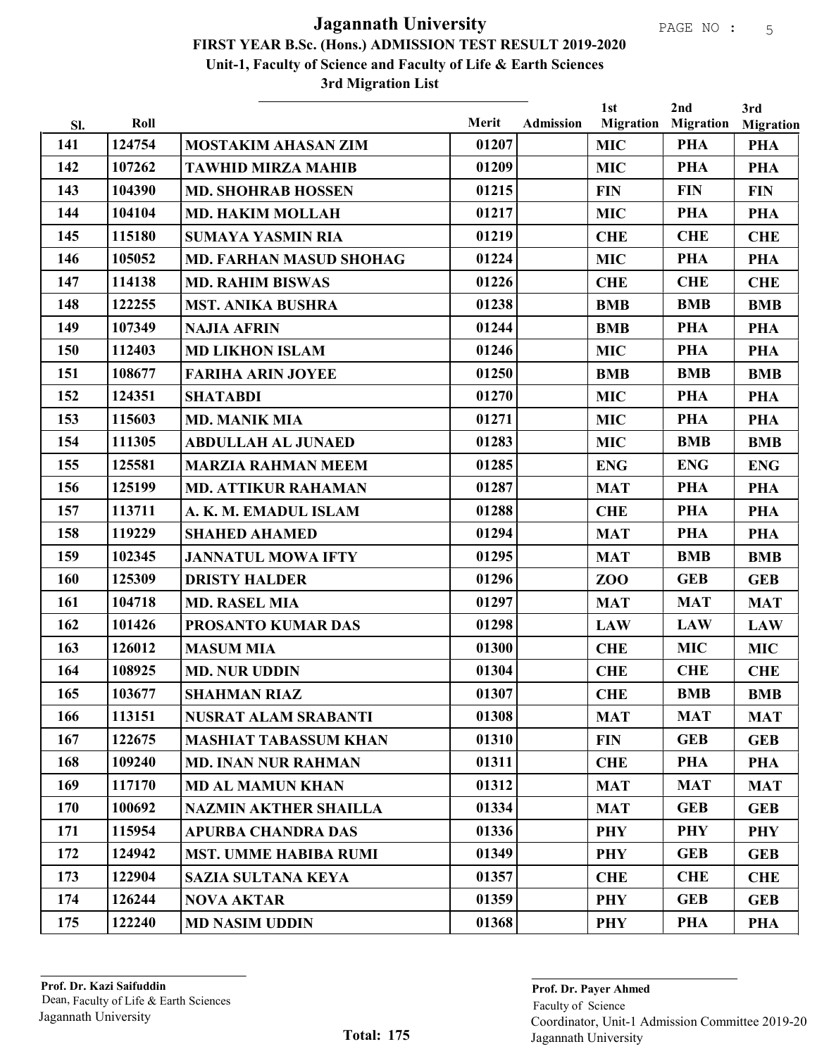# Jagannath University

### FIRST YEAR B.Sc. (Hons.) ADMISSION TEST RESULT 2019-2020
### Unit-1, Faculty of Science and Faculty of Life & Earth Sciences
### 3rd Migration List

| Sl. | Roll | | Merit | Admission | 1st Migration | 2nd Migration | 3rd Migration |
|---|---|---|---|---|---|---|---|
| 141 | 124754 | MOSTAKIM AHASAN ZIM | 01207 | | MIC | PHA | PHA |
| 142 | 107262 | TAWHID MIRZA MAHIB | 01209 | | MIC | PHA | PHA |
| 143 | 104390 | MD. SHOHRAB HOSSEN | 01215 | | FIN | FIN | FIN |
| 144 | 104104 | MD. HAKIM MOLLAH | 01217 | | MIC | PHA | PHA |
| 145 | 115180 | SUMAYA YASMIN RIA | 01219 | | CHE | CHE | CHE |
| 146 | 105052 | MD. FARHAN MASUD SHOHAG | 01224 | | MIC | PHA | PHA |
| 147 | 114138 | MD. RAHIM BISWAS | 01226 | | CHE | CHE | CHE |
| 148 | 122255 | MST. ANIKA BUSHRA | 01238 | | BMB | BMB | BMB |
| 149 | 107349 | NAJIA AFRIN | 01244 | | BMB | PHA | PHA |
| 150 | 112403 | MD LIKHON ISLAM | 01246 | | MIC | PHA | PHA |
| 151 | 108677 | FARIHA ARIN JOYEE | 01250 | | BMB | BMB | BMB |
| 152 | 124351 | SHATABDI | 01270 | | MIC | PHA | PHA |
| 153 | 115603 | MD. MANIK MIA | 01271 | | MIC | PHA | PHA |
| 154 | 111305 | ABDULLAH AL JUNAED | 01283 | | MIC | BMB | BMB |
| 155 | 125581 | MARZIA RAHMAN MEEM | 01285 | | ENG | ENG | ENG |
| 156 | 125199 | MD. ATTIKUR RAHAMAN | 01287 | | MAT | PHA | PHA |
| 157 | 113711 | A. K. M. EMADUL ISLAM | 01288 | | CHE | PHA | PHA |
| 158 | 119229 | SHAHED AHAMED | 01294 | | MAT | PHA | PHA |
| 159 | 102345 | JANNATUL MOWA IFTY | 01295 | | MAT | BMB | BMB |
| 160 | 125309 | DRISTY HALDER | 01296 | | ZOO | GEB | GEB |
| 161 | 104718 | MD. RASEL MIA | 01297 | | MAT | MAT | MAT |
| 162 | 101426 | PROSANTO KUMAR DAS | 01298 | | LAW | LAW | LAW |
| 163 | 126012 | MASUM MIA | 01300 | | CHE | MIC | MIC |
| 164 | 108925 | MD. NUR UDDIN | 01304 | | CHE | CHE | CHE |
| 165 | 103677 | SHAHMAN RIAZ | 01307 | | CHE | BMB | BMB |
| 166 | 113151 | NUSRAT ALAM SRABANTI | 01308 | | MAT | MAT | MAT |
| 167 | 122675 | MASHIAT TABASSUM KHAN | 01310 | | FIN | GEB | GEB |
| 168 | 109240 | MD. INAN NUR RAHMAN | 01311 | | CHE | PHA | PHA |
| 169 | 117170 | MD AL MAMUN KHAN | 01312 | | MAT | MAT | MAT |
| 170 | 100692 | NAZMIN AKTHER SHAILLA | 01334 | | MAT | GEB | GEB |
| 171 | 115954 | APURBA CHANDRA DAS | 01336 | | PHY | PHY | PHY |
| 172 | 124942 | MST. UMME HABIBA RUMI | 01349 | | PHY | GEB | GEB |
| 173 | 122904 | SAZIA SULTANA KEYA | 01357 | | CHE | CHE | CHE |
| 174 | 126244 | NOVA AKTAR | 01359 | | PHY | GEB | GEB |
| 175 | 122240 | MD NASIM UDDIN | 01368 | | PHY | PHA | PHA |

**Prof. Dr. Kazi Saifuddin**
Dean, Faculty of Life & Earth Sciences
Jagannath University

**Total: 175**

**Prof. Dr. Payer Ahmed**
Faculty of Science
Coordinator, Unit-1 Admission Committee 2019-20
Jagannath University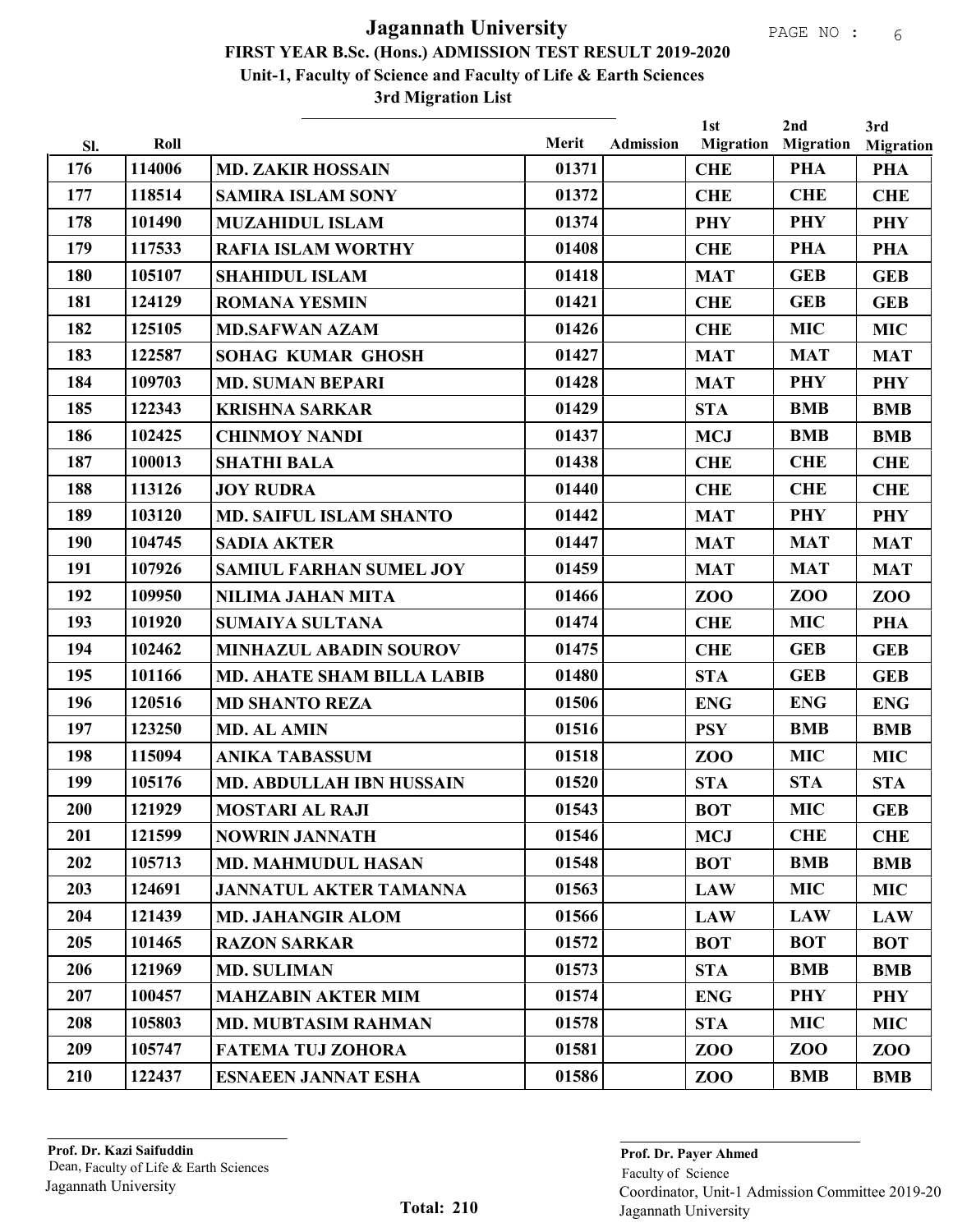# Jagannath University

## FIRST YEAR B.Sc. (Hons.) ADMISSION TEST RESULT 2019-2020

### Unit-1, Faculty of Science and Faculty of Life & Earth Sciences

### 3rd Migration List

| Sl. | Roll | | Merit | Admission | 1st Migration | 2nd Migration | 3rd Migration |
|---|---|---|---|---|---|---|---|
| 176 | 114006 | MD. ZAKIR HOSSAIN | 01371 | | CHE | PHA | PHA |
| 177 | 118514 | SAMIRA ISLAM SONY | 01372 | | CHE | CHE | CHE |
| 178 | 101490 | MUZAHIDUL ISLAM | 01374 | | PHY | PHY | PHY |
| 179 | 117533 | RAFIA ISLAM WORTHY | 01408 | | CHE | PHA | PHA |
| 180 | 105107 | SHAHIDUL ISLAM | 01418 | | MAT | GEB | GEB |
| 181 | 124129 | ROMANA YESMIN | 01421 | | CHE | GEB | GEB |
| 182 | 125105 | MD.SAFWAN AZAM | 01426 | | CHE | MIC | MIC |
| 183 | 122587 | SOHAG KUMAR GHOSH | 01427 | | MAT | MAT | MAT |
| 184 | 109703 | MD. SUMAN BEPARI | 01428 | | MAT | PHY | PHY |
| 185 | 122343 | KRISHNA SARKAR | 01429 | | STA | BMB | BMB |
| 186 | 102425 | CHINMOY NANDI | 01437 | | MCJ | BMB | BMB |
| 187 | 100013 | SHATHI BALA | 01438 | | CHE | CHE | CHE |
| 188 | 113126 | JOY RUDRA | 01440 | | CHE | CHE | CHE |
| 189 | 103120 | MD. SAIFUL ISLAM SHANTO | 01442 | | MAT | PHY | PHY |
| 190 | 104745 | SADIA AKTER | 01447 | | MAT | MAT | MAT |
| 191 | 107926 | SAMIUL FARHAN SUMEL JOY | 01459 | | MAT | MAT | MAT |
| 192 | 109950 | NILIMA JAHAN MITA | 01466 | | ZOO | ZOO | ZOO |
| 193 | 101920 | SUMAIYA SULTANA | 01474 | | CHE | MIC | PHA |
| 194 | 102462 | MINHAZUL ABADIN SOUROV | 01475 | | CHE | GEB | GEB |
| 195 | 101166 | MD. AHATE SHAM BILLA LABIB | 01480 | | STA | GEB | GEB |
| 196 | 120516 | MD SHANTO REZA | 01506 | | ENG | ENG | ENG |
| 197 | 123250 | MD. AL AMIN | 01516 | | PSY | BMB | BMB |
| 198 | 115094 | ANIKA TABASSUM | 01518 | | ZOO | MIC | MIC |
| 199 | 105176 | MD. ABDULLAH IBN HUSSAIN | 01520 | | STA | STA | STA |
| 200 | 121929 | MOSTARI AL RAJI | 01543 | | BOT | MIC | GEB |
| 201 | 121599 | NOWRIN JANNATH | 01546 | | MCJ | CHE | CHE |
| 202 | 105713 | MD. MAHMUDUL HASAN | 01548 | | BOT | BMB | BMB |
| 203 | 124691 | JANNATUL AKTER TAMANNA | 01563 | | LAW | MIC | MIC |
| 204 | 121439 | MD. JAHANGIR ALOM | 01566 | | LAW | LAW | LAW |
| 205 | 101465 | RAZON SARKAR | 01572 | | BOT | BOT | BOT |
| 206 | 121969 | MD. SULIMAN | 01573 | | STA | BMB | BMB |
| 207 | 100457 | MAHZABIN AKTER MIM | 01574 | | ENG | PHY | PHY |
| 208 | 105803 | MD. MUBTASIM RAHMAN | 01578 | | STA | MIC | MIC |
| 209 | 105747 | FATEMA TUJ ZOHORA | 01581 | | ZOO | ZOO | ZOO |
| 210 | 122437 | ESNAEEN JANNAT ESHA | 01586 | | ZOO | BMB | BMB |

**Prof. Dr. Kazi Saifuddin**
Dean, Faculty of Life & Earth Sciences
Jagannath University

**Total: 210**

**Prof. Dr. Payer Ahmed**
Faculty of Science
Coordinator, Unit-1 Admission Committee 2019-20
Jagannath University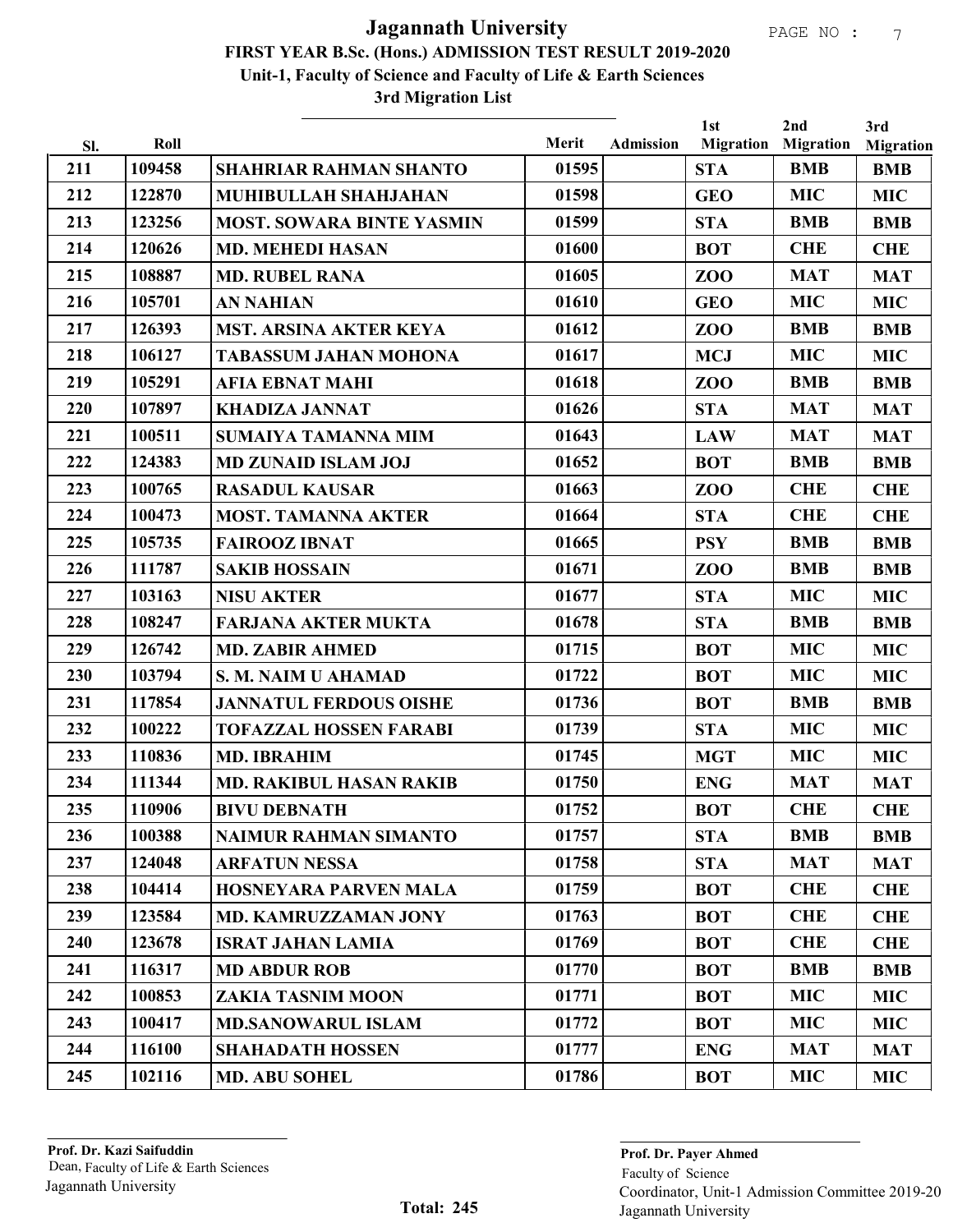# Jagannath University

## FIRST YEAR B.Sc. (Hons.) ADMISSION TEST RESULT 2019-2020

### Unit-1, Faculty of Science and Faculty of Life & Earth Sciences

### 3rd Migration List

| Sl. | Roll | | Merit | Admission | 1st Migration | 2nd Migration | 3rd Migration |
|---|---|---|---|---|---|---|---|
| 211 | 109458 | SHAHRIAR RAHMAN SHANTO | 01595 | | STA | BMB | BMB |
| 212 | 122870 | MUHIBULLAH SHAHJAHAN | 01598 | | GEO | MIC | MIC |
| 213 | 123256 | MOST. SOWARA BINTE YASMIN | 01599 | | STA | BMB | BMB |
| 214 | 120626 | MD. MEHEDI HASAN | 01600 | | BOT | CHE | CHE |
| 215 | 108887 | MD. RUBEL RANA | 01605 | | ZOO | MAT | MAT |
| 216 | 105701 | AN NAHIAN | 01610 | | GEO | MIC | MIC |
| 217 | 126393 | MST. ARSINA AKTER KEYA | 01612 | | ZOO | BMB | BMB |
| 218 | 106127 | TABASSUM JAHAN MOHONA | 01617 | | MCJ | MIC | MIC |
| 219 | 105291 | AFIA EBNAT MAHI | 01618 | | ZOO | BMB | BMB |
| 220 | 107897 | KHADIZA JANNAT | 01626 | | STA | MAT | MAT |
| 221 | 100511 | SUMAIYA TAMANNA MIM | 01643 | | LAW | MAT | MAT |
| 222 | 124383 | MD ZUNAID ISLAM JOJ | 01652 | | BOT | BMB | BMB |
| 223 | 100765 | RASADUL KAUSAR | 01663 | | ZOO | CHE | CHE |
| 224 | 100473 | MOST. TAMANNA AKTER | 01664 | | STA | CHE | CHE |
| 225 | 105735 | FAIROOZ IBNAT | 01665 | | PSY | BMB | BMB |
| 226 | 111787 | SAKIB HOSSAIN | 01671 | | ZOO | BMB | BMB |
| 227 | 103163 | NISU AKTER | 01677 | | STA | MIC | MIC |
| 228 | 108247 | FARJANA AKTER MUKTA | 01678 | | STA | BMB | BMB |
| 229 | 126742 | MD. ZABIR AHMED | 01715 | | BOT | MIC | MIC |
| 230 | 103794 | S. M. NAIM U AHAMAD | 01722 | | BOT | MIC | MIC |
| 231 | 117854 | JANNATUL FERDOUS OISHE | 01736 | | BOT | BMB | BMB |
| 232 | 100222 | TOFAZZAL HOSSEN FARABI | 01739 | | STA | MIC | MIC |
| 233 | 110836 | MD. IBRAHIM | 01745 | | MGT | MIC | MIC |
| 234 | 111344 | MD. RAKIBUL HASAN RAKIB | 01750 | | ENG | MAT | MAT |
| 235 | 110906 | BIVU DEBNATH | 01752 | | BOT | CHE | CHE |
| 236 | 100388 | NAIMUR RAHMAN SIMANTO | 01757 | | STA | BMB | BMB |
| 237 | 124048 | ARFATUN NESSA | 01758 | | STA | MAT | MAT |
| 238 | 104414 | HOSNEYARA PARVEN MALA | 01759 | | BOT | CHE | CHE |
| 239 | 123584 | MD. KAMRUZZAMAN JONY | 01763 | | BOT | CHE | CHE |
| 240 | 123678 | ISRAT JAHAN LAMIA | 01769 | | BOT | CHE | CHE |
| 241 | 116317 | MD ABDUR ROB | 01770 | | BOT | BMB | BMB |
| 242 | 100853 | ZAKIA TASNIM MOON | 01771 | | BOT | MIC | MIC |
| 243 | 100417 | MD.SANOWARUL ISLAM | 01772 | | BOT | MIC | MIC |
| 244 | 116100 | SHAHADATH HOSSEN | 01777 | | ENG | MAT | MAT |
| 245 | 102116 | MD. ABU SOHEL | 01786 | | BOT | MIC | MIC |

**Prof. Dr. Kazi Saifuddin**
Dean, Faculty of Life & Earth Sciences
Jagannath University

**Total: 245**

**Prof. Dr. Payer Ahmed**
Faculty of Science
Coordinator, Unit-1 Admission Committee 2019-20
Jagannath University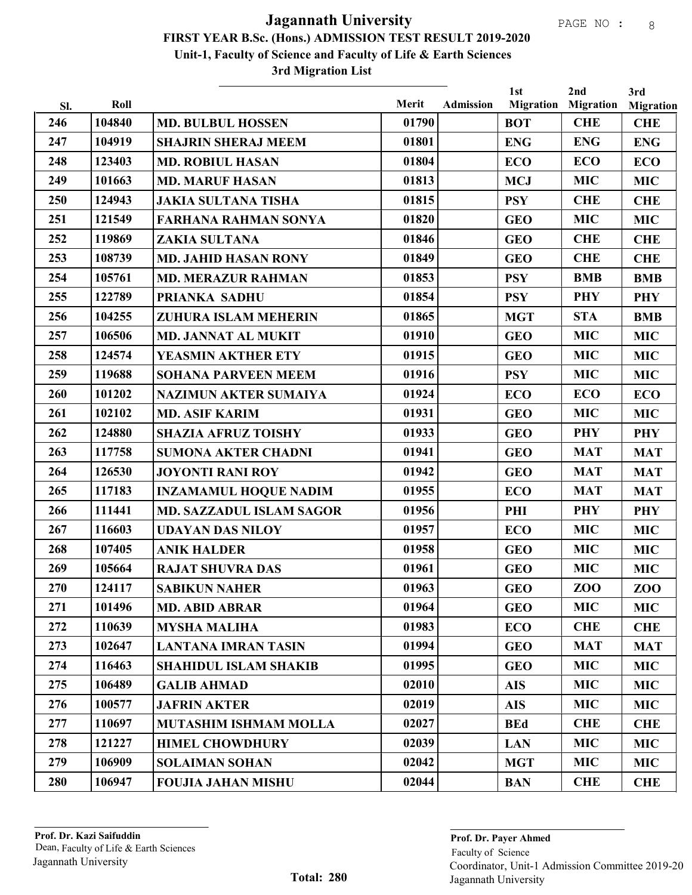# Jagannath University

## FIRST YEAR B.Sc. (Hons.) ADMISSION TEST RESULT 2019-2020

### Unit-1, Faculty of Science and Faculty of Life & Earth Sciences

### 3rd Migration List

| Sl. | Roll | | Merit | Admission | 1st Migration | 2nd Migration | 3rd Migration |
|---|---|---|---|---|---|---|---|
| 246 | 104840 | MD. BULBUL HOSSEN | 01790 | | BOT | CHE | CHE |
| 247 | 104919 | SHAJRIN SHERAJ MEEM | 01801 | | ENG | ENG | ENG |
| 248 | 123403 | MD. ROBIUL HASAN | 01804 | | ECO | ECO | ECO |
| 249 | 101663 | MD. MARUF HASAN | 01813 | | MCJ | MIC | MIC |
| 250 | 124943 | JAKIA SULTANA TISHA | 01815 | | PSY | CHE | CHE |
| 251 | 121549 | FARHANA RAHMAN SONYA | 01820 | | GEO | MIC | MIC |
| 252 | 119869 | ZAKIA SULTANA | 01846 | | GEO | CHE | CHE |
| 253 | 108739 | MD. JAHID HASAN RONY | 01849 | | GEO | CHE | CHE |
| 254 | 105761 | MD. MERAZUR RAHMAN | 01853 | | PSY | BMB | BMB |
| 255 | 122789 | PRIANKA SADHU | 01854 | | PSY | PHY | PHY |
| 256 | 104255 | ZUHURA ISLAM MEHERIN | 01865 | | MGT | STA | BMB |
| 257 | 106506 | MD. JANNAT AL MUKIT | 01910 | | GEO | MIC | MIC |
| 258 | 124574 | YEASMIN AKTHER ETY | 01915 | | GEO | MIC | MIC |
| 259 | 119688 | SOHANA PARVEEN MEEM | 01916 | | PSY | MIC | MIC |
| 260 | 101202 | NAZIMUN AKTER SUMAIYA | 01924 | | ECO | ECO | ECO |
| 261 | 102102 | MD. ASIF KARIM | 01931 | | GEO | MIC | MIC |
| 262 | 124880 | SHAZIA AFRUZ TOISHY | 01933 | | GEO | PHY | PHY |
| 263 | 117758 | SUMONA AKTER CHADNI | 01941 | | GEO | MAT | MAT |
| 264 | 126530 | JOYONTI RANI ROY | 01942 | | GEO | MAT | MAT |
| 265 | 117183 | INZAMAMUL HOQUE NADIM | 01955 | | ECO | MAT | MAT |
| 266 | 111441 | MD. SAZZADUL ISLAM SAGOR | 01956 | | PHI | PHY | PHY |
| 267 | 116603 | UDAYAN DAS NILOY | 01957 | | ECO | MIC | MIC |
| 268 | 107405 | ANIK HALDER | 01958 | | GEO | MIC | MIC |
| 269 | 105664 | RAJAT SHUVRA DAS | 01961 | | GEO | MIC | MIC |
| 270 | 124117 | SABIKUN NAHER | 01963 | | GEO | ZOO | ZOO |
| 271 | 101496 | MD. ABID ABRAR | 01964 | | GEO | MIC | MIC |
| 272 | 110639 | MYSHA MALIHA | 01983 | | ECO | CHE | CHE |
| 273 | 102647 | LANTANA IMRAN TASIN | 01994 | | GEO | MAT | MAT |
| 274 | 116463 | SHAHIDUL ISLAM SHAKIB | 01995 | | GEO | MIC | MIC |
| 275 | 106489 | GALIB AHMAD | 02010 | | AIS | MIC | MIC |
| 276 | 100577 | JAFRIN AKTER | 02019 | | AIS | MIC | MIC |
| 277 | 110697 | MUTASHIM ISHMAM MOLLA | 02027 | | BEd | CHE | CHE |
| 278 | 121227 | HIMEL CHOWDHURY | 02039 | | LAN | MIC | MIC |
| 279 | 106909 | SOLAIMAN SOHAN | 02042 | | MGT | MIC | MIC |
| 280 | 106947 | FOUJIA JAHAN MISHU | 02044 | | BAN | CHE | CHE |

**Prof. Dr. Kazi Saifuddin**
Dean, Faculty of Life & Earth Sciences
Jagannath University

**Total: 280**

**Prof. Dr. Payer Ahmed**
Faculty of Science
Coordinator, Unit-1 Admission Committee 2019-20
Jagannath University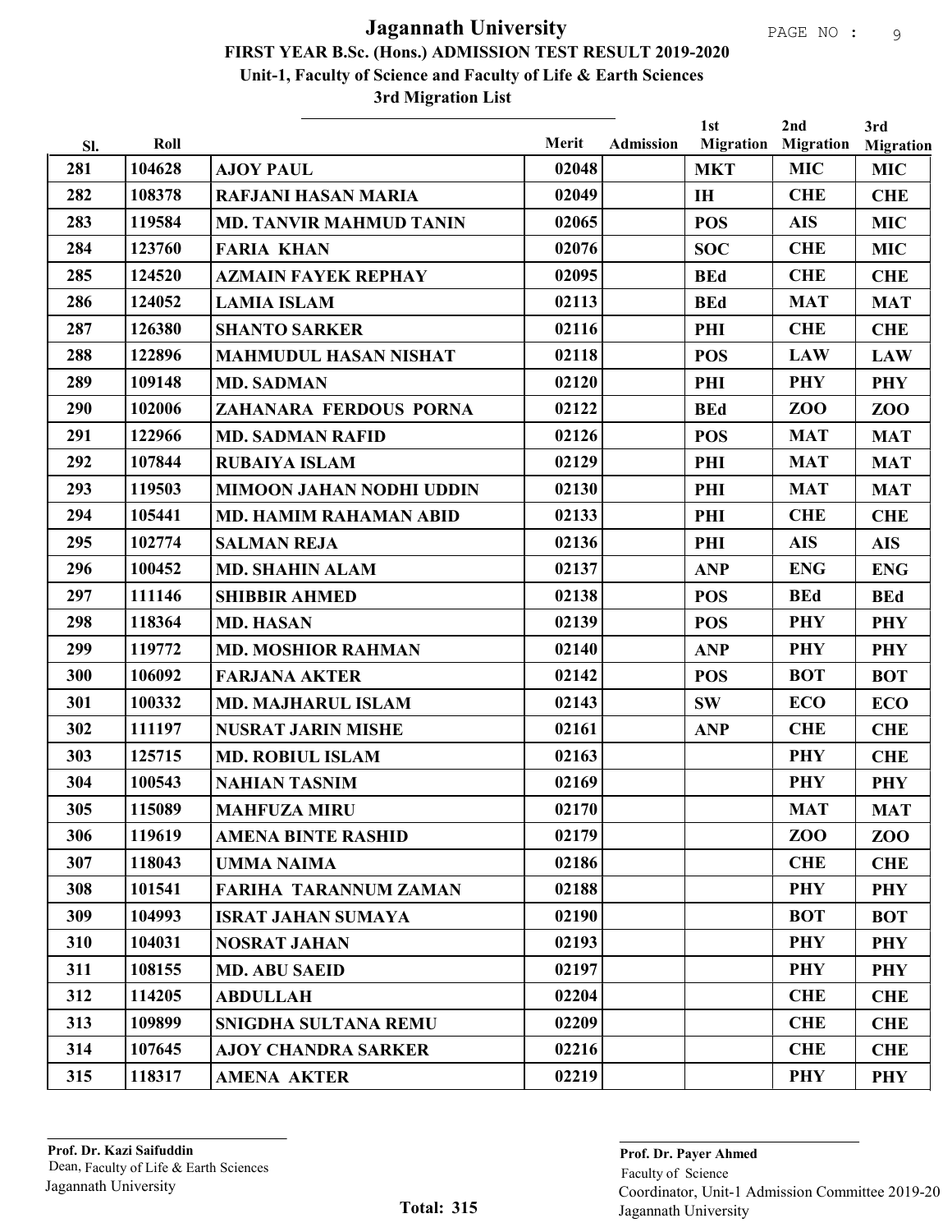# Jagannath University

## FIRST YEAR B.Sc. (Hons.) ADMISSION TEST RESULT 2019-2020

### Unit-1, Faculty of Science and Faculty of Life & Earth Sciences

### 3rd Migration List

| Sl. | Roll | | Merit | Admission | 1st Migration | 2nd Migration | 3rd Migration |
|---|---|---|---|---|---|---|---|
| 281 | 104628 | AJOY PAUL | 02048 | | MKT | MIC | MIC |
| 282 | 108378 | RAFJANI HASAN MARIA | 02049 | | IH | CHE | CHE |
| 283 | 119584 | MD. TANVIR MAHMUD TANIN | 02065 | | POS | AIS | MIC |
| 284 | 123760 | FARIA KHAN | 02076 | | SOC | CHE | MIC |
| 285 | 124520 | AZMAIN FAYEK REPHAY | 02095 | | BEd | CHE | CHE |
| 286 | 124052 | LAMIA ISLAM | 02113 | | BEd | MAT | MAT |
| 287 | 126380 | SHANTO SARKER | 02116 | | PHI | CHE | CHE |
| 288 | 122896 | MAHMUDUL HASAN NISHAT | 02118 | | POS | LAW | LAW |
| 289 | 109148 | MD. SADMAN | 02120 | | PHI | PHY | PHY |
| 290 | 102006 | ZAHANARA FERDOUS PORNA | 02122 | | BEd | ZOO | ZOO |
| 291 | 122966 | MD. SADMAN RAFID | 02126 | | POS | MAT | MAT |
| 292 | 107844 | RUBAIYA ISLAM | 02129 | | PHI | MAT | MAT |
| 293 | 119503 | MIMOON JAHAN NODHI UDDIN | 02130 | | PHI | MAT | MAT |
| 294 | 105441 | MD. HAMIM RAHAMAN ABID | 02133 | | PHI | CHE | CHE |
| 295 | 102774 | SALMAN REJA | 02136 | | PHI | AIS | AIS |
| 296 | 100452 | MD. SHAHIN ALAM | 02137 | | ANP | ENG | ENG |
| 297 | 111146 | SHIBBIR AHMED | 02138 | | POS | BEd | BEd |
| 298 | 118364 | MD. HASAN | 02139 | | POS | PHY | PHY |
| 299 | 119772 | MD. MOSHIOR RAHMAN | 02140 | | ANP | PHY | PHY |
| 300 | 106092 | FARJANA AKTER | 02142 | | POS | BOT | BOT |
| 301 | 100332 | MD. MAJHARUL ISLAM | 02143 | | SW | ECO | ECO |
| 302 | 111197 | NUSRAT JARIN MISHE | 02161 | | ANP | CHE | CHE |
| 303 | 125715 | MD. ROBIUL ISLAM | 02163 | | | PHY | CHE |
| 304 | 100543 | NAHIAN TASNIM | 02169 | | | PHY | PHY |
| 305 | 115089 | MAHFUZA MIRU | 02170 | | | MAT | MAT |
| 306 | 119619 | AMENA BINTE RASHID | 02179 | | | ZOO | ZOO |
| 307 | 118043 | UMMA NAIMA | 02186 | | | CHE | CHE |
| 308 | 101541 | FARIHA TARANNUM ZAMAN | 02188 | | | PHY | PHY |
| 309 | 104993 | ISRAT JAHAN SUMAYA | 02190 | | | BOT | BOT |
| 310 | 104031 | NOSRAT JAHAN | 02193 | | | PHY | PHY |
| 311 | 108155 | MD. ABU SAEID | 02197 | | | PHY | PHY |
| 312 | 114205 | ABDULLAH | 02204 | | | CHE | CHE |
| 313 | 109899 | SNIGDHA SULTANA REMU | 02209 | | | CHE | CHE |
| 314 | 107645 | AJOY CHANDRA SARKER | 02216 | | | CHE | CHE |
| 315 | 118317 | AMENA AKTER | 02219 | | | PHY | PHY |

**Prof. Dr. Kazi Saifuddin**
Dean, Faculty of Life & Earth Sciences
Jagannath University

**Total: 315**

**Prof. Dr. Payer Ahmed**
Faculty of Science
Coordinator, Unit-1 Admission Committee 2019-20
Jagannath University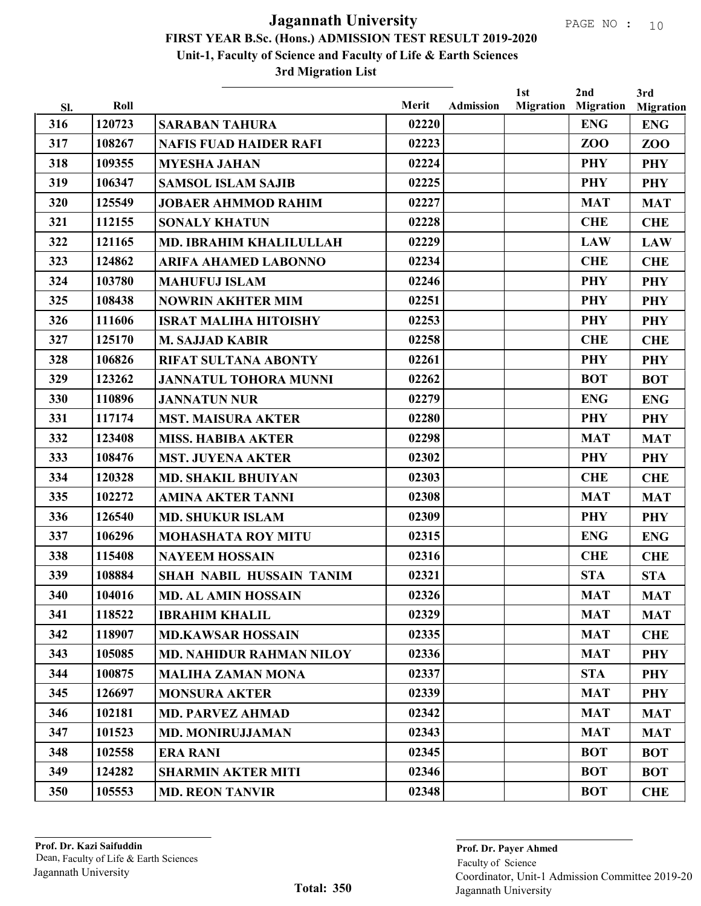# Jagannath University

## FIRST YEAR B.Sc. (Hons.) ADMISSION TEST RESULT 2019-2020

### Unit-1, Faculty of Science and Faculty of Life & Earth Sciences

### 3rd Migration List

| Sl. | Roll | | Merit | Admission | 1st Migration | 2nd Migration | 3rd Migration |
|---|---|---|---|---|---|---|---|
| 316 | 120723 | SARABAN TAHURA | 02220 | | | ENG | ENG |
| 317 | 108267 | NAFIS FUAD HAIDER RAFI | 02223 | | | ZOO | ZOO |
| 318 | 109355 | MYESHA JAHAN | 02224 | | | PHY | PHY |
| 319 | 106347 | SAMSOL ISLAM SAJIB | 02225 | | | PHY | PHY |
| 320 | 125549 | JOBAER AHMMOD RAHIM | 02227 | | | MAT | MAT |
| 321 | 112155 | SONALY KHATUN | 02228 | | | CHE | CHE |
| 322 | 121165 | MD. IBRAHIM KHALILULLAH | 02229 | | | LAW | LAW |
| 323 | 124862 | ARIFA AHAMED LABONNO | 02234 | | | CHE | CHE |
| 324 | 103780 | MAHUFUJ ISLAM | 02246 | | | PHY | PHY |
| 325 | 108438 | NOWRIN AKHTER MIM | 02251 | | | PHY | PHY |
| 326 | 111606 | ISRAT MALIHA HITOISHY | 02253 | | | PHY | PHY |
| 327 | 125170 | M. SAJJAD KABIR | 02258 | | | CHE | CHE |
| 328 | 106826 | RIFAT SULTANA ABONTY | 02261 | | | PHY | PHY |
| 329 | 123262 | JANNATUL TOHORA MUNNI | 02262 | | | BOT | BOT |
| 330 | 110896 | JANNATUN NUR | 02279 | | | ENG | ENG |
| 331 | 117174 | MST. MAISURA AKTER | 02280 | | | PHY | PHY |
| 332 | 123408 | MISS. HABIBA AKTER | 02298 | | | MAT | MAT |
| 333 | 108476 | MST. JUYENA AKTER | 02302 | | | PHY | PHY |
| 334 | 120328 | MD. SHAKIL BHUIYAN | 02303 | | | CHE | CHE |
| 335 | 102272 | AMINA AKTER TANNI | 02308 | | | MAT | MAT |
| 336 | 126540 | MD. SHUKUR ISLAM | 02309 | | | PHY | PHY |
| 337 | 106296 | MOHASHATA ROY MITU | 02315 | | | ENG | ENG |
| 338 | 115408 | NAYEEM HOSSAIN | 02316 | | | CHE | CHE |
| 339 | 108884 | SHAH NABIL HUSSAIN TANIM | 02321 | | | STA | STA |
| 340 | 104016 | MD. AL AMIN HOSSAIN | 02326 | | | MAT | MAT |
| 341 | 118522 | IBRAHIM KHALIL | 02329 | | | MAT | MAT |
| 342 | 118907 | MD.KAWSAR HOSSAIN | 02335 | | | MAT | CHE |
| 343 | 105085 | MD. NAHIDUR RAHMAN NILOY | 02336 | | | MAT | PHY |
| 344 | 100875 | MALIHA ZAMAN MONA | 02337 | | | STA | PHY |
| 345 | 126697 | MONSURA AKTER | 02339 | | | MAT | PHY |
| 346 | 102181 | MD. PARVEZ AHMAD | 02342 | | | MAT | MAT |
| 347 | 101523 | MD. MONIRUJJAMAN | 02343 | | | MAT | MAT |
| 348 | 102558 | ERA RANI | 02345 | | | BOT | BOT |
| 349 | 124282 | SHARMIN AKTER MITI | 02346 | | | BOT | BOT |
| 350 | 105553 | MD. REON TANVIR | 02348 | | | BOT | CHE |

**Total: 350**

**Prof. Dr. Kazi Saifuddin**
Dean, Faculty of Life & Earth Sciences
Jagannath University

**Prof. Dr. Payer Ahmed**
Faculty of Science
Coordinator, Unit-1 Admission Committee 2019-20
Jagannath University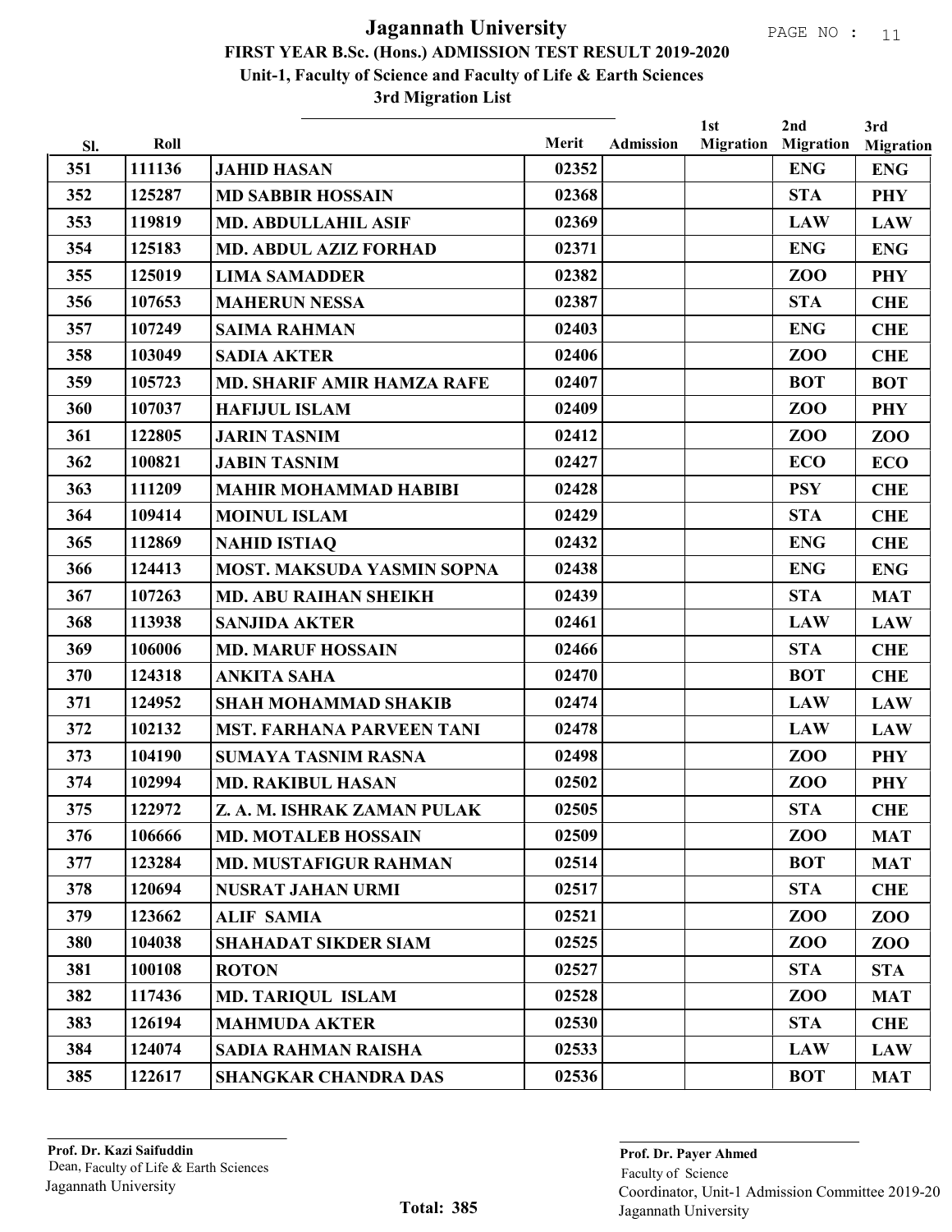# Jagannath University

### FIRST YEAR B.Sc. (Hons.) ADMISSION TEST RESULT 2019-2020

### Unit-1, Faculty of Science and Faculty of Life & Earth Sciences

### 3rd Migration List

| Sl. | Roll | | Merit | Admission | 1st Migration | 2nd Migration | 3rd Migration |
|---|---|---|---|---|---|---|---|
| 351 | 111136 | JAHID HASAN | 02352 | | | ENG | ENG |
| 352 | 125287 | MD SABBIR HOSSAIN | 02368 | | | STA | PHY |
| 353 | 119819 | MD. ABDULLAHIL ASIF | 02369 | | | LAW | LAW |
| 354 | 125183 | MD. ABDUL AZIZ FORHAD | 02371 | | | ENG | ENG |
| 355 | 125019 | LIMA SAMADDER | 02382 | | | ZOO | PHY |
| 356 | 107653 | MAHERUN NESSA | 02387 | | | STA | CHE |
| 357 | 107249 | SAIMA RAHMAN | 02403 | | | ENG | CHE |
| 358 | 103049 | SADIA AKTER | 02406 | | | ZOO | CHE |
| 359 | 105723 | MD. SHARIF AMIR HAMZA RAFE | 02407 | | | BOT | BOT |
| 360 | 107037 | HAFIJUL ISLAM | 02409 | | | ZOO | PHY |
| 361 | 122805 | JARIN TASNIM | 02412 | | | ZOO | ZOO |
| 362 | 100821 | JABIN TASNIM | 02427 | | | ECO | ECO |
| 363 | 111209 | MAHIR MOHAMMAD HABIBI | 02428 | | | PSY | CHE |
| 364 | 109414 | MOINUL ISLAM | 02429 | | | STA | CHE |
| 365 | 112869 | NAHID ISTIAQ | 02432 | | | ENG | CHE |
| 366 | 124413 | MOST. MAKSUDA YASMIN SOPNA | 02438 | | | ENG | ENG |
| 367 | 107263 | MD. ABU RAIHAN SHEIKH | 02439 | | | STA | MAT |
| 368 | 113938 | SANJIDA AKTER | 02461 | | | LAW | LAW |
| 369 | 106006 | MD. MARUF HOSSAIN | 02466 | | | STA | CHE |
| 370 | 124318 | ANKITA SAHA | 02470 | | | BOT | CHE |
| 371 | 124952 | SHAH MOHAMMAD SHAKIB | 02474 | | | LAW | LAW |
| 372 | 102132 | MST. FARHANA PARVEEN TANI | 02478 | | | LAW | LAW |
| 373 | 104190 | SUMAYA TASNIM RASNA | 02498 | | | ZOO | PHY |
| 374 | 102994 | MD. RAKIBUL HASAN | 02502 | | | ZOO | PHY |
| 375 | 122972 | Z. A. M. ISHRAK ZAMAN PULAK | 02505 | | | STA | CHE |
| 376 | 106666 | MD. MOTALEB HOSSAIN | 02509 | | | ZOO | MAT |
| 377 | 123284 | MD. MUSTAFIGUR RAHMAN | 02514 | | | BOT | MAT |
| 378 | 120694 | NUSRAT JAHAN URMI | 02517 | | | STA | CHE |
| 379 | 123662 | ALIF SAMIA | 02521 | | | ZOO | ZOO |
| 380 | 104038 | SHAHADAT SIKDER SIAM | 02525 | | | ZOO | ZOO |
| 381 | 100108 | ROTON | 02527 | | | STA | STA |
| 382 | 117436 | MD. TARIQUL ISLAM | 02528 | | | ZOO | MAT |
| 383 | 126194 | MAHMUDA AKTER | 02530 | | | STA | CHE |
| 384 | 124074 | SADIA RAHMAN RAISHA | 02533 | | | LAW | LAW |
| 385 | 122617 | SHANGKAR CHANDRA DAS | 02536 | | | BOT | MAT |

**Prof. Dr. Kazi Saifuddin**
Dean, Faculty of Life & Earth Sciences
Jagannath University

**Total: 385**

**Prof. Dr. Payer Ahmed**
Faculty of Science
Coordinator, Unit-1 Admission Committee 2019-20
Jagannath University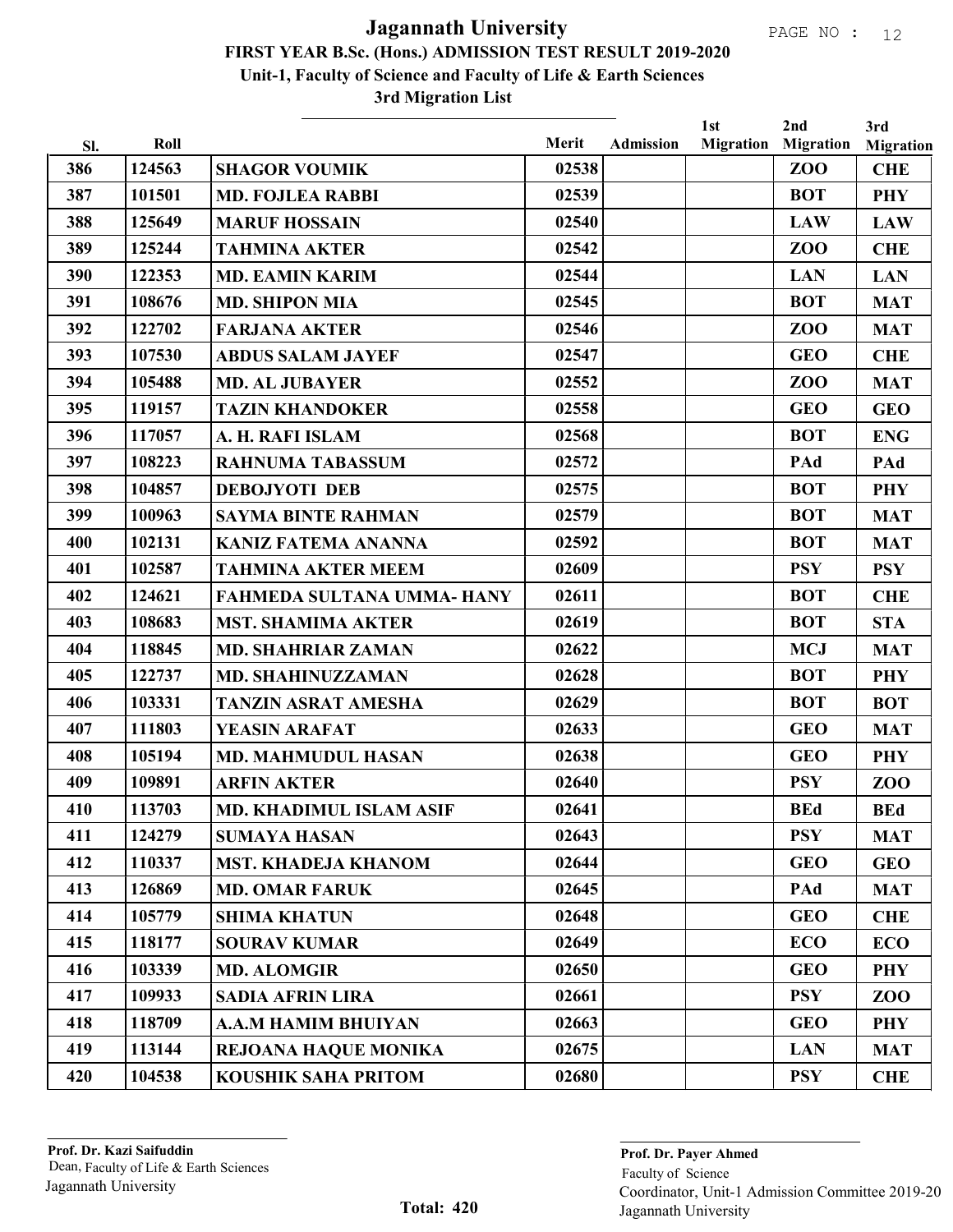# Jagannath University

## FIRST YEAR B.Sc. (Hons.) ADMISSION TEST RESULT 2019-2020

### Unit-1, Faculty of Science and Faculty of Life & Earth Sciences

### 3rd Migration List

| Sl. | Roll | | Merit | Admission | 1st Migration | 2nd Migration | 3rd Migration |
|---|---|---|---|---|---|---|---|
| 386 | 124563 | SHAGOR VOUMIK | 02538 | | | ZOO | CHE |
| 387 | 101501 | MD. FOJLEA RABBI | 02539 | | | BOT | PHY |
| 388 | 125649 | MARUF HOSSAIN | 02540 | | | LAW | LAW |
| 389 | 125244 | TAHMINA AKTER | 02542 | | | ZOO | CHE |
| 390 | 122353 | MD. EAMIN KARIM | 02544 | | | LAN | LAN |
| 391 | 108676 | MD. SHIPON MIA | 02545 | | | BOT | MAT |
| 392 | 122702 | FARJANA AKTER | 02546 | | | ZOO | MAT |
| 393 | 107530 | ABDUS SALAM JAYEF | 02547 | | | GEO | CHE |
| 394 | 105488 | MD. AL JUBAYER | 02552 | | | ZOO | MAT |
| 395 | 119157 | TAZIN KHANDOKER | 02558 | | | GEO | GEO |
| 396 | 117057 | A. H. RAFI ISLAM | 02568 | | | BOT | ENG |
| 397 | 108223 | RAHNUMA TABASSUM | 02572 | | | PAd | PAd |
| 398 | 104857 | DEBOJYOTI DEB | 02575 | | | BOT | PHY |
| 399 | 100963 | SAYMA BINTE RAHMAN | 02579 | | | BOT | MAT |
| 400 | 102131 | KANIZ FATEMA ANANNA | 02592 | | | BOT | MAT |
| 401 | 102587 | TAHMINA AKTER MEEM | 02609 | | | PSY | PSY |
| 402 | 124621 | FAHMEDA SULTANA UMMA- HANY | 02611 | | | BOT | CHE |
| 403 | 108683 | MST. SHAMIMA AKTER | 02619 | | | BOT | STA |
| 404 | 118845 | MD. SHAHRIAR ZAMAN | 02622 | | | MCJ | MAT |
| 405 | 122737 | MD. SHAHINUZZAMAN | 02628 | | | BOT | PHY |
| 406 | 103331 | TANZIN ASRAT AMESHA | 02629 | | | BOT | BOT |
| 407 | 111803 | YEASIN ARAFAT | 02633 | | | GEO | MAT |
| 408 | 105194 | MD. MAHMUDUL HASAN | 02638 | | | GEO | PHY |
| 409 | 109891 | ARFIN AKTER | 02640 | | | PSY | ZOO |
| 410 | 113703 | MD. KHADIMUL ISLAM ASIF | 02641 | | | BEd | BEd |
| 411 | 124279 | SUMAYA HASAN | 02643 | | | PSY | MAT |
| 412 | 110337 | MST. KHADEJA KHANOM | 02644 | | | GEO | GEO |
| 413 | 126869 | MD. OMAR FARUK | 02645 | | | PAd | MAT |
| 414 | 105779 | SHIMA KHATUN | 02648 | | | GEO | CHE |
| 415 | 118177 | SOURAV KUMAR | 02649 | | | ECO | ECO |
| 416 | 103339 | MD. ALOMGIR | 02650 | | | GEO | PHY |
| 417 | 109933 | SADIA AFRIN LIRA | 02661 | | | PSY | ZOO |
| 418 | 118709 | A.A.M HAMIM BHUIYAN | 02663 | | | GEO | PHY |
| 419 | 113144 | REJOANA HAQUE MONIKA | 02675 | | | LAN | MAT |
| 420 | 104538 | KOUSHIK SAHA PRITOM | 02680 | | | PSY | CHE |

**Prof. Dr. Kazi Saifuddin**
Dean, Faculty of Life & Earth Sciences
Jagannath University

**Total: 420**

**Prof. Dr. Payer Ahmed**
Faculty of Science
Coordinator, Unit-1 Admission Committee 2019-20
Jagannath University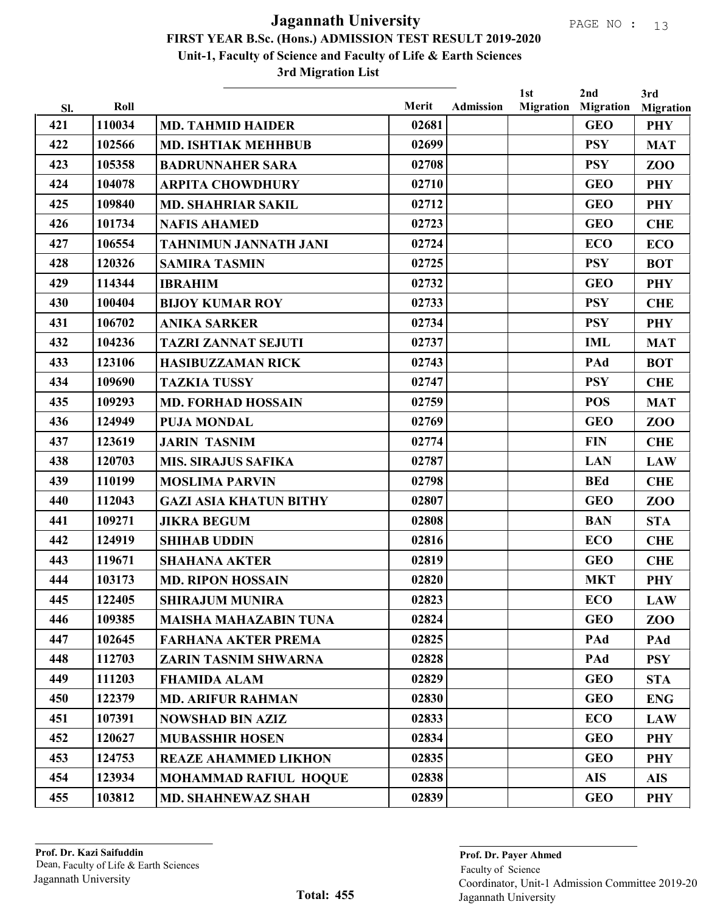# Jagannath University

## FIRST YEAR B.Sc. (Hons.) ADMISSION TEST RESULT 2019-2020

### Unit-1, Faculty of Science and Faculty of Life & Earth Sciences

### 3rd Migration List

| Sl. | Roll | | Merit | Admission | 1st Migration | 2nd Migration | 3rd Migration |
|---|---|---|---|---|---|---|---|
| 421 | 110034 | MD. TAHMID HAIDER | 02681 | | | GEO | PHY |
| 422 | 102566 | MD. ISHTIAK MEHHBUB | 02699 | | | PSY | MAT |
| 423 | 105358 | BADRUNNAHER SARA | 02708 | | | PSY | ZOO |
| 424 | 104078 | ARPITA CHOWDHURY | 02710 | | | GEO | PHY |
| 425 | 109840 | MD. SHAHRIAR SAKIL | 02712 | | | GEO | PHY |
| 426 | 101734 | NAFIS AHAMED | 02723 | | | GEO | CHE |
| 427 | 106554 | TAHNIMUN JANNATH JANI | 02724 | | | ECO | ECO |
| 428 | 120326 | SAMIRA TASMIN | 02725 | | | PSY | BOT |
| 429 | 114344 | IBRAHIM | 02732 | | | GEO | PHY |
| 430 | 100404 | BIJOY KUMAR ROY | 02733 | | | PSY | CHE |
| 431 | 106702 | ANIKA SARKER | 02734 | | | PSY | PHY |
| 432 | 104236 | TAZRI ZANNAT SEJUTI | 02737 | | | IML | MAT |
| 433 | 123106 | HASIBUZZAMAN RICK | 02743 | | | PAd | BOT |
| 434 | 109690 | TAZKIA TUSSY | 02747 | | | PSY | CHE |
| 435 | 109293 | MD. FORHAD HOSSAIN | 02759 | | | POS | MAT |
| 436 | 124949 | PUJA MONDAL | 02769 | | | GEO | ZOO |
| 437 | 123619 | JARIN TASNIM | 02774 | | | FIN | CHE |
| 438 | 120703 | MIS. SIRAJUS SAFIKA | 02787 | | | LAN | LAW |
| 439 | 110199 | MOSLIMA PARVIN | 02798 | | | BEd | CHE |
| 440 | 112043 | GAZI ASIA KHATUN BITHY | 02807 | | | GEO | ZOO |
| 441 | 109271 | JIKRA BEGUM | 02808 | | | BAN | STA |
| 442 | 124919 | SHIHAB UDDIN | 02816 | | | ECO | CHE |
| 443 | 119671 | SHAHANA AKTER | 02819 | | | GEO | CHE |
| 444 | 103173 | MD. RIPON HOSSAIN | 02820 | | | MKT | PHY |
| 445 | 122405 | SHIRAJUM MUNIRA | 02823 | | | ECO | LAW |
| 446 | 109385 | MAISHA MAHAZABIN TUNA | 02824 | | | GEO | ZOO |
| 447 | 102645 | FARHANA AKTER PREMA | 02825 | | | PAd | PAd |
| 448 | 112703 | ZARIN TASNIM SHWARNA | 02828 | | | PAd | PSY |
| 449 | 111203 | FHAMIDA ALAM | 02829 | | | GEO | STA |
| 450 | 122379 | MD. ARIFUR RAHMAN | 02830 | | | GEO | ENG |
| 451 | 107391 | NOWSHAD BIN AZIZ | 02833 | | | ECO | LAW |
| 452 | 120627 | MUBASSHIR HOSEN | 02834 | | | GEO | PHY |
| 453 | 124753 | REAZE AHAMMED LIKHON | 02835 | | | GEO | PHY |
| 454 | 123934 | MOHAMMAD RAFIUL HOQUE | 02838 | | | AIS | AIS |
| 455 | 103812 | MD. SHAHNEWAZ SHAH | 02839 | | | GEO | PHY |

**Total: 455**

**Prof. Dr. Kazi Saifuddin**
Dean, Faculty of Life & Earth Sciences
Jagannath University

**Prof. Dr. Payer Ahmed**
Faculty of Science
Coordinator, Unit-1 Admission Committee 2019-20
Jagannath University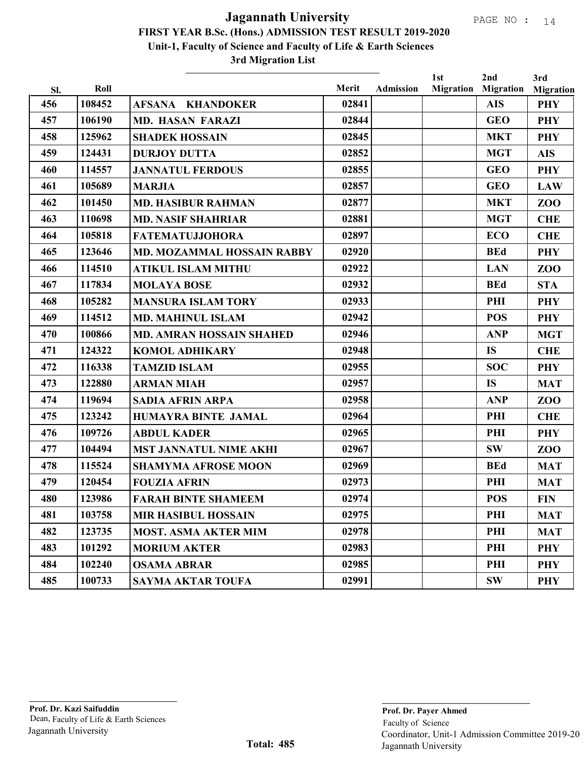# Jagannath University

## FIRST YEAR B.Sc. (Hons.) ADMISSION TEST RESULT 2019-2020

### Unit-1, Faculty of Science and Faculty of Life & Earth Sciences

### 3rd Migration List

| Sl. | Roll | | Merit | Admission | 1st Migration | 2nd Migration | 3rd Migration |
|---|---|---|---|---|---|---|---|
| 456 | 108452 | AFSANA KHANDOKER | 02841 | | | AIS | PHY |
| 457 | 106190 | MD. HASAN FARAZI | 02844 | | | GEO | PHY |
| 458 | 125962 | SHADEK HOSSAIN | 02845 | | | MKT | PHY |
| 459 | 124431 | DURJOY DUTTA | 02852 | | | MGT | AIS |
| 460 | 114557 | JANNATUL FERDOUS | 02855 | | | GEO | PHY |
| 461 | 105689 | MARJIA | 02857 | | | GEO | LAW |
| 462 | 101450 | MD. HASIBUR RAHMAN | 02877 | | | MKT | ZOO |
| 463 | 110698 | MD. NASIF SHAHRIAR | 02881 | | | MGT | CHE |
| 464 | 105818 | FATEMATUJJOHORA | 02897 | | | ECO | CHE |
| 465 | 123646 | MD. MOZAMMAL HOSSAIN RABBY | 02920 | | | BEd | PHY |
| 466 | 114510 | ATIKUL ISLAM MITHU | 02922 | | | LAN | ZOO |
| 467 | 117834 | MOLAYA BOSE | 02932 | | | BEd | STA |
| 468 | 105282 | MANSURA ISLAM TORY | 02933 | | | PHI | PHY |
| 469 | 114512 | MD. MAHINUL ISLAM | 02942 | | | POS | PHY |
| 470 | 100866 | MD. AMRAN HOSSAIN SHAHED | 02946 | | | ANP | MGT |
| 471 | 124322 | KOMOL ADHIKARY | 02948 | | | IS | CHE |
| 472 | 116338 | TAMZID ISLAM | 02955 | | | SOC | PHY |
| 473 | 122880 | ARMAN MIAH | 02957 | | | IS | MAT |
| 474 | 119694 | SADIA AFRIN ARPA | 02958 | | | ANP | ZOO |
| 475 | 123242 | HUMAYRA BINTE JAMAL | 02964 | | | PHI | CHE |
| 476 | 109726 | ABDUL KADER | 02965 | | | PHI | PHY |
| 477 | 104494 | MST JANNATUL NIME AKHI | 02967 | | | SW | ZOO |
| 478 | 115524 | SHAMYMA AFROSE MOON | 02969 | | | BEd | MAT |
| 479 | 120454 | FOUZIA AFRIN | 02973 | | | PHI | MAT |
| 480 | 123986 | FARAH BINTE SHAMEEM | 02974 | | | POS | FIN |
| 481 | 103758 | MIR HASIBUL HOSSAIN | 02975 | | | PHI | MAT |
| 482 | 123735 | MOST. ASMA AKTER MIM | 02978 | | | PHI | MAT |
| 483 | 101292 | MORIUM AKTER | 02983 | | | PHI | PHY |
| 484 | 102240 | OSAMA ABRAR | 02985 | | | PHI | PHY |
| 485 | 100733 | SAYMA AKTAR TOUFA | 02991 | | | SW | PHY |

**Total: 485**

**Prof. Dr. Kazi Saifuddin**
Dean, Faculty of Life & Earth Sciences
Jagannath University

**Prof. Dr. Payer Ahmed**
Faculty of Science
Coordinator, Unit-1 Admission Committee 2019-20
Jagannath University